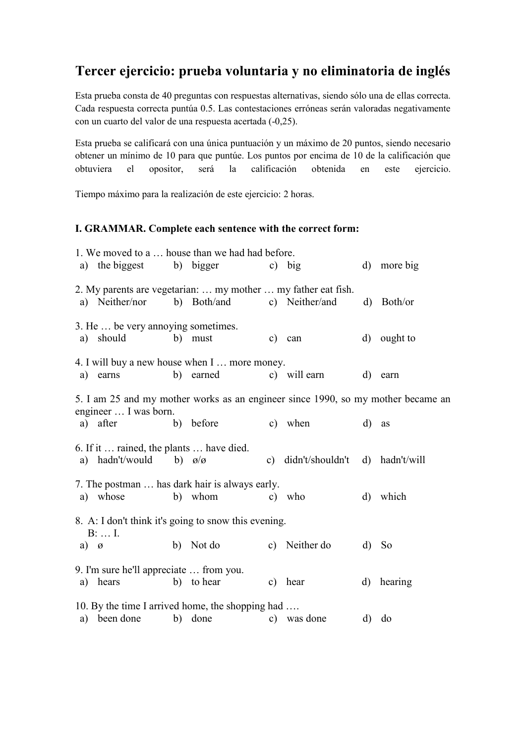# Tercer ejercicio: prueba voluntaria y no eliminatoria de inglés

Esta prueba consta de 40 preguntas con respuestas alternativas, siendo sólo una de ellas correcta. Cada respuesta correcta puntúa 0.5. Las contestaciones erróneas serán valoradas negativamente con un cuarto del valor de una respuesta acertada (-0,25).

Esta prueba se calificará con una única puntuación y un máximo de 20 puntos, siendo necesario obtener un mínimo de 10 para que puntúe. Los puntos por encima de 10 de la calificación que obtuviera el opositor, será la calificación obtenida en este ejercicio.

Tiempo máximo para la realización de este ejercicio: 2 horas.

**I. GRAMMAR. Complete each sentence with the correct form:**

1. We moved to a … house than we had had before.
   a) the biggest b) bigger c) big d) more big

2. My parents are vegetarian: … my mother … my father eat fish.
   a) Neither/nor b) Both/and c) Neither/and d) Both/or

3. He … be very annoying sometimes.
   a) should b) must c) can d) ought to

4. I will buy a new house when I … more money.
   a) earns b) earned c) will earn d) earn

5. I am 25 and my mother works as an engineer since 1990, so my mother became an engineer … I was born.
   a) after b) before c) when d) as

6. If it … rained, the plants … have died.
   a) hadn't/would b) ø/ø c) didn't/shouldn't d) hadn't/will

7. The postman … has dark hair is always early.
   a) whose b) whom c) who d) which

8. A: I don't think it's going to snow this evening.
   B: … I.
   a) ø b) Not do c) Neither do d) So

9. I'm sure he'll appreciate … from you.
   a) hears b) to hear c) hear d) hearing

10. By the time I arrived home, the shopping had ….
    a) been done b) done c) was done d) do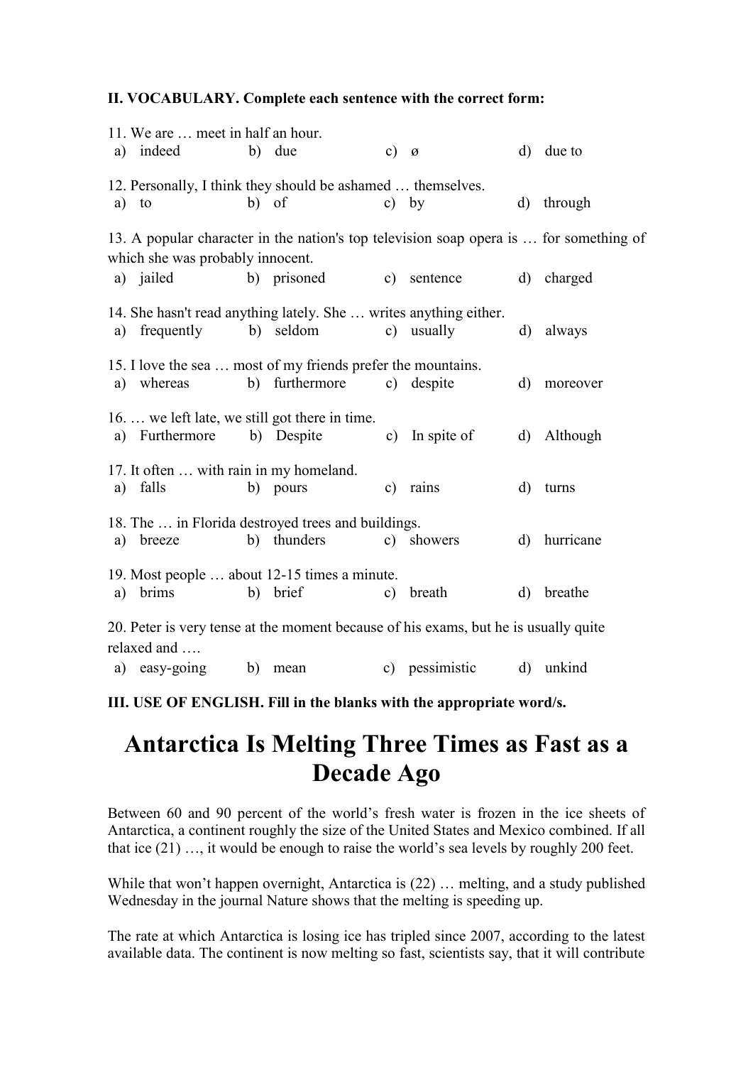**II. VOCABULARY. Complete each sentence with the correct form:**

11. We are … meet in half an hour.
 a) indeed  b) due  c) ø  d) due to

12. Personally, I think they should be ashamed … themselves.
 a) to  b) of  c) by  d) through

13. A popular character in the nation's top television soap opera is … for something of which she was probably innocent.
 a) jailed  b) prisoned  c) sentence  d) charged

14. She hasn't read anything lately. She … writes anything either.
 a) frequently  b) seldom  c) usually  d) always

15. I love the sea … most of my friends prefer the mountains.
 a) whereas  b) furthermore  c) despite  d) moreover

16. … we left late, we still got there in time.
 a) Furthermore  b) Despite  c) In spite of  d) Although

17. It often … with rain in my homeland.
 a) falls  b) pours  c) rains  d) turns

18. The … in Florida destroyed trees and buildings.
 a) breeze  b) thunders  c) showers  d) hurricane

19. Most people … about 12-15 times a minute.
 a) brims  b) brief  c) breath  d) breathe

20. Peter is very tense at the moment because of his exams, but he is usually quite relaxed and ….
 a) easy-going  b) mean  c) pessimistic  d) unkind

**III. USE OF ENGLISH. Fill in the blanks with the appropriate word/s.**

# Antarctica Is Melting Three Times as Fast as a Decade Ago

Between 60 and 90 percent of the world's fresh water is frozen in the ice sheets of Antarctica, a continent roughly the size of the United States and Mexico combined. If all that ice (21) …, it would be enough to raise the world's sea levels by roughly 200 feet.

While that won't happen overnight, Antarctica is (22) … melting, and a study published Wednesday in the journal Nature shows that the melting is speeding up.

The rate at which Antarctica is losing ice has tripled since 2007, according to the latest available data. The continent is now melting so fast, scientists say, that it will contribute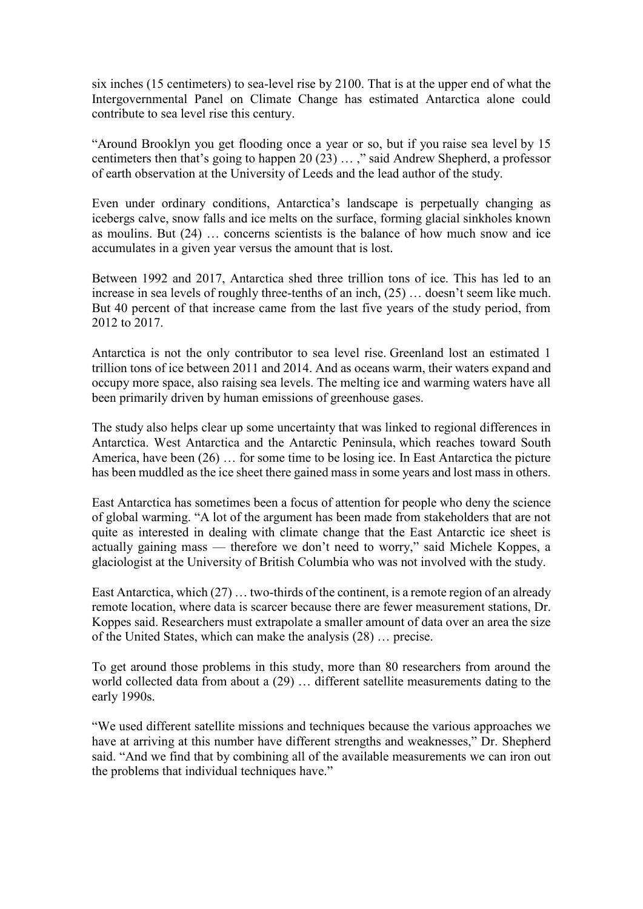six inches (15 centimeters) to sea-level rise by 2100. That is at the upper end of what the Intergovernmental Panel on Climate Change has estimated Antarctica alone could contribute to sea level rise this century.

"Around Brooklyn you get flooding once a year or so, but if you raise sea level by 15 centimeters then that's going to happen 20 (23) … ," said Andrew Shepherd, a professor of earth observation at the University of Leeds and the lead author of the study.

Even under ordinary conditions, Antarctica's landscape is perpetually changing as icebergs calve, snow falls and ice melts on the surface, forming glacial sinkholes known as moulins. But (24) … concerns scientists is the balance of how much snow and ice accumulates in a given year versus the amount that is lost.

Between 1992 and 2017, Antarctica shed three trillion tons of ice. This has led to an increase in sea levels of roughly three-tenths of an inch, (25) … doesn't seem like much. But 40 percent of that increase came from the last five years of the study period, from 2012 to 2017.

Antarctica is not the only contributor to sea level rise. Greenland lost an estimated 1 trillion tons of ice between 2011 and 2014. And as oceans warm, their waters expand and occupy more space, also raising sea levels. The melting ice and warming waters have all been primarily driven by human emissions of greenhouse gases.

The study also helps clear up some uncertainty that was linked to regional differences in Antarctica. West Antarctica and the Antarctic Peninsula, which reaches toward South America, have been (26) … for some time to be losing ice. In East Antarctica the picture has been muddled as the ice sheet there gained mass in some years and lost mass in others.

East Antarctica has sometimes been a focus of attention for people who deny the science of global warming. "A lot of the argument has been made from stakeholders that are not quite as interested in dealing with climate change that the East Antarctic ice sheet is actually gaining mass — therefore we don't need to worry," said Michele Koppes, a glaciologist at the University of British Columbia who was not involved with the study.

East Antarctica, which (27) … two-thirds of the continent, is a remote region of an already remote location, where data is scarcer because there are fewer measurement stations, Dr. Koppes said. Researchers must extrapolate a smaller amount of data over an area the size of the United States, which can make the analysis (28) … precise.

To get around those problems in this study, more than 80 researchers from around the world collected data from about a (29) … different satellite measurements dating to the early 1990s.

"We used different satellite missions and techniques because the various approaches we have at arriving at this number have different strengths and weaknesses," Dr. Shepherd said. "And we find that by combining all of the available measurements we can iron out the problems that individual techniques have."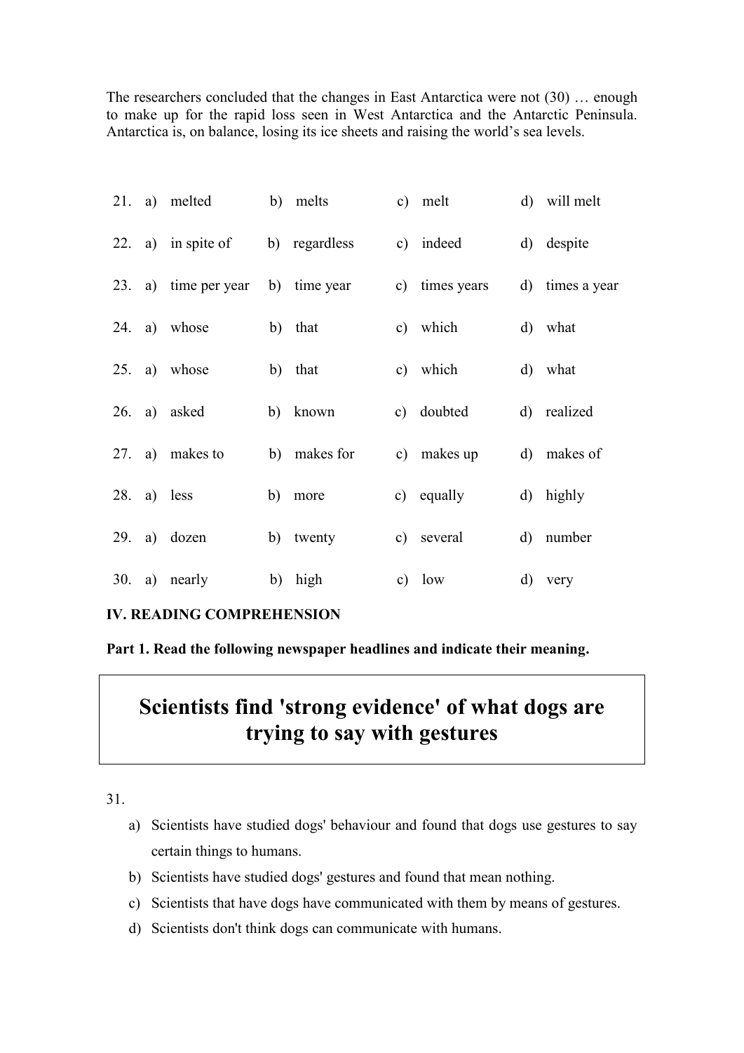The researchers concluded that the changes in East Antarctica were not (30) … enough to make up for the rapid loss seen in West Antarctica and the Antarctic Peninsula. Antarctica is, on balance, losing its ice sheets and raising the world's sea levels.

| | | | | |
|---|---|---|---|---|
| 21. | a) melted | b) melts | c) melt | d) will melt |
| 22. | a) in spite of | b) regardless | c) indeed | d) despite |
| 23. | a) time per year | b) time year | c) times years | d) times a year |
| 24. | a) whose | b) that | c) which | d) what |
| 25. | a) whose | b) that | c) which | d) what |
| 26. | a) asked | b) known | c) doubted | d) realized |
| 27. | a) makes to | b) makes for | c) makes up | d) makes of |
| 28. | a) less | b) more | c) equally | d) highly |
| 29. | a) dozen | b) twenty | c) several | d) number |
| 30. | a) nearly | b) high | c) low | d) very |

**IV. READING COMPREHENSION**

**Part 1. Read the following newspaper headlines and indicate their meaning.**

## Scientists find 'strong evidence' of what dogs are trying to say with gestures

31.

a) Scientists have studied dogs' behaviour and found that dogs use gestures to say certain things to humans.
b) Scientists have studied dogs' gestures and found that mean nothing.
c) Scientists that have dogs have communicated with them by means of gestures.
d) Scientists don't think dogs can communicate with humans.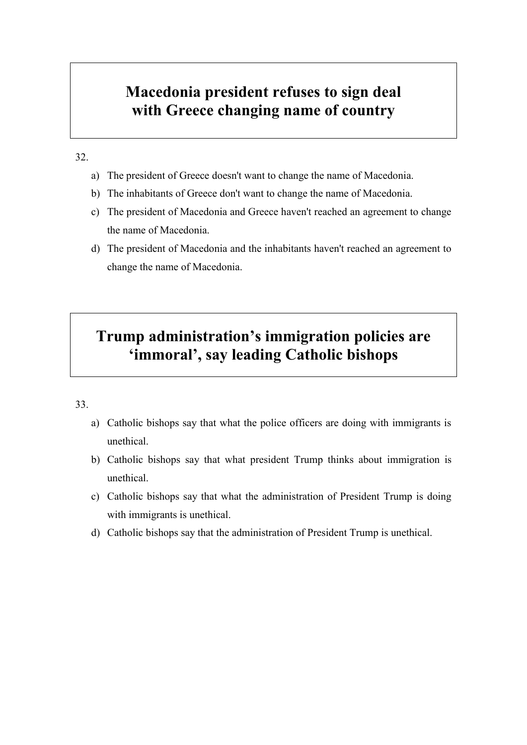**Macedonia president refuses to sign deal with Greece changing name of country**

32.

a) The president of Greece doesn't want to change the name of Macedonia.
b) The inhabitants of Greece don't want to change the name of Macedonia.
c) The president of Macedonia and Greece haven't reached an agreement to change the name of Macedonia.
d) The president of Macedonia and the inhabitants haven't reached an agreement to change the name of Macedonia.

**Trump administration's immigration policies are 'immoral', say leading Catholic bishops**

33.

a) Catholic bishops say that what the police officers are doing with immigrants is unethical.
b) Catholic bishops say that what president Trump thinks about immigration is unethical.
c) Catholic bishops say that what the administration of President Trump is doing with immigrants is unethical.
d) Catholic bishops say that the administration of President Trump is unethical.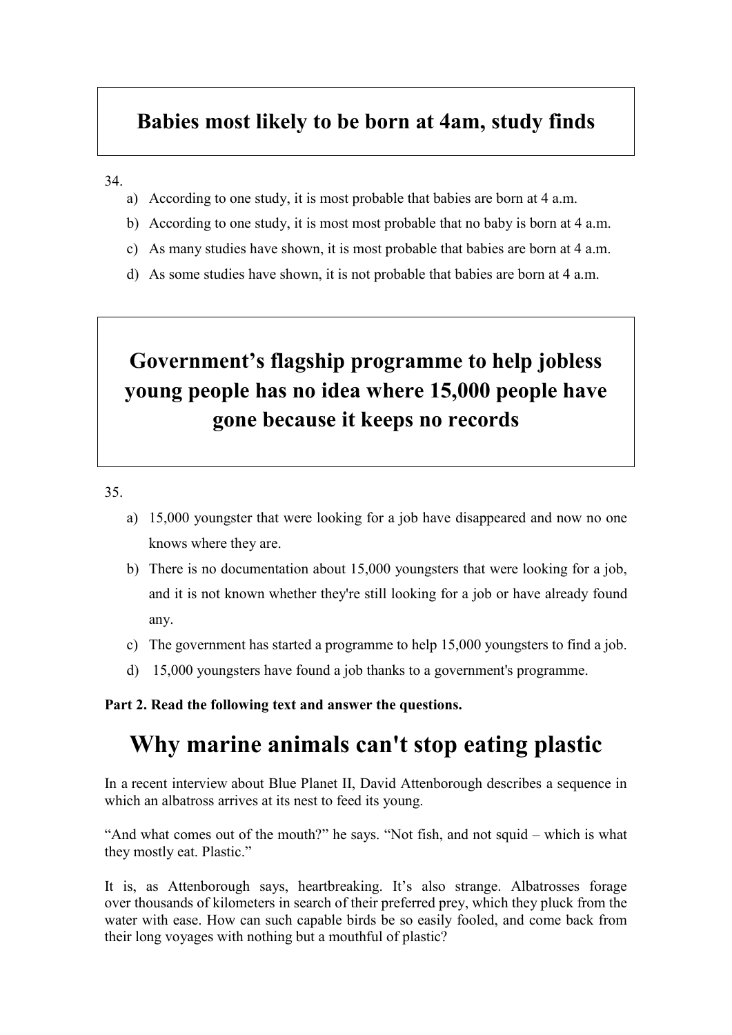**Babies most likely to be born at 4am, study finds**

34.

a) According to one study, it is most probable that babies are born at 4 a.m.

b) According to one study, it is most most probable that no baby is born at 4 a.m.

c) As many studies have shown, it is most probable that babies are born at 4 a.m.

d) As some studies have shown, it is not probable that babies are born at 4 a.m.

**Government's flagship programme to help jobless young people has no idea where 15,000 people have gone because it keeps no records**

35.

a) 15,000 youngster that were looking for a job have disappeared and now no one knows where they are.

b) There is no documentation about 15,000 youngsters that were looking for a job, and it is not known whether they're still looking for a job or have already found any.

c) The government has started a programme to help 15,000 youngsters to find a job.

d) 15,000 youngsters have found a job thanks to a government's programme.

**Part 2. Read the following text and answer the questions.**

# Why marine animals can't stop eating plastic

In a recent interview about Blue Planet II, David Attenborough describes a sequence in which an albatross arrives at its nest to feed its young.

"And what comes out of the mouth?" he says. "Not fish, and not squid – which is what they mostly eat. Plastic."

It is, as Attenborough says, heartbreaking. It's also strange. Albatrosses forage over thousands of kilometers in search of their preferred prey, which they pluck from the water with ease. How can such capable birds be so easily fooled, and come back from their long voyages with nothing but a mouthful of plastic?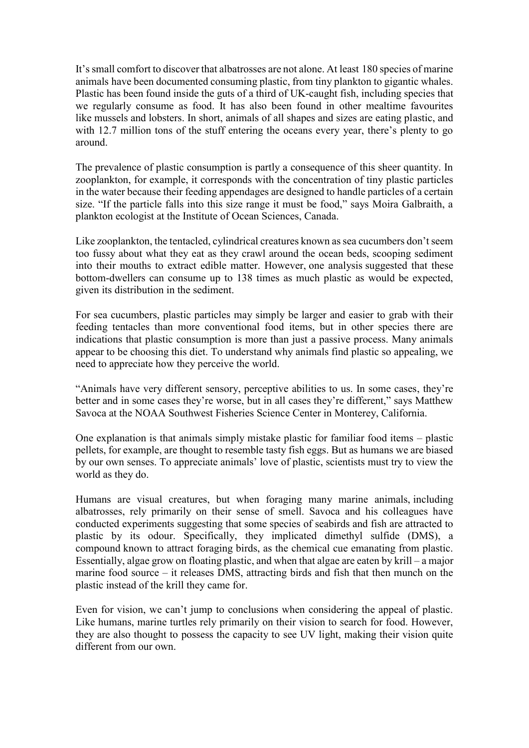It's small comfort to discover that albatrosses are not alone. At least 180 species of marine animals have been documented consuming plastic, from tiny plankton to gigantic whales. Plastic has been found inside the guts of a third of UK-caught fish, including species that we regularly consume as food. It has also been found in other mealtime favourites like mussels and lobsters. In short, animals of all shapes and sizes are eating plastic, and with 12.7 million tons of the stuff entering the oceans every year, there's plenty to go around.

The prevalence of plastic consumption is partly a consequence of this sheer quantity. In zooplankton, for example, it corresponds with the concentration of tiny plastic particles in the water because their feeding appendages are designed to handle particles of a certain size. "If the particle falls into this size range it must be food," says Moira Galbraith, a plankton ecologist at the Institute of Ocean Sciences, Canada.

Like zooplankton, the tentacled, cylindrical creatures known as sea cucumbers don't seem too fussy about what they eat as they crawl around the ocean beds, scooping sediment into their mouths to extract edible matter. However, one analysis suggested that these bottom-dwellers can consume up to 138 times as much plastic as would be expected, given its distribution in the sediment.

For sea cucumbers, plastic particles may simply be larger and easier to grab with their feeding tentacles than more conventional food items, but in other species there are indications that plastic consumption is more than just a passive process. Many animals appear to be choosing this diet. To understand why animals find plastic so appealing, we need to appreciate how they perceive the world.

"Animals have very different sensory, perceptive abilities to us. In some cases, they're better and in some cases they're worse, but in all cases they're different," says Matthew Savoca at the NOAA Southwest Fisheries Science Center in Monterey, California.

One explanation is that animals simply mistake plastic for familiar food items – plastic pellets, for example, are thought to resemble tasty fish eggs. But as humans we are biased by our own senses. To appreciate animals' love of plastic, scientists must try to view the world as they do.

Humans are visual creatures, but when foraging many marine animals, including albatrosses, rely primarily on their sense of smell. Savoca and his colleagues have conducted experiments suggesting that some species of seabirds and fish are attracted to plastic by its odour. Specifically, they implicated dimethyl sulfide (DMS), a compound known to attract foraging birds, as the chemical cue emanating from plastic. Essentially, algae grow on floating plastic, and when that algae are eaten by krill – a major marine food source – it releases DMS, attracting birds and fish that then munch on the plastic instead of the krill they came for.

Even for vision, we can't jump to conclusions when considering the appeal of plastic. Like humans, marine turtles rely primarily on their vision to search for food. However, they are also thought to possess the capacity to see UV light, making their vision quite different from our own.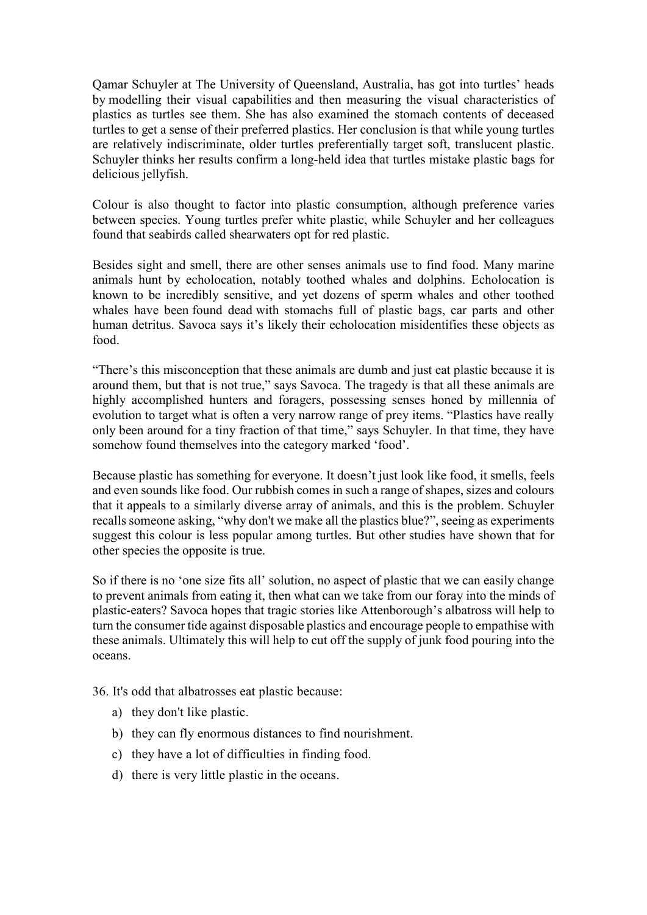Qamar Schuyler at The University of Queensland, Australia, has got into turtles' heads by modelling their visual capabilities and then measuring the visual characteristics of plastics as turtles see them. She has also examined the stomach contents of deceased turtles to get a sense of their preferred plastics. Her conclusion is that while young turtles are relatively indiscriminate, older turtles preferentially target soft, translucent plastic. Schuyler thinks her results confirm a long-held idea that turtles mistake plastic bags for delicious jellyfish.

Colour is also thought to factor into plastic consumption, although preference varies between species. Young turtles prefer white plastic, while Schuyler and her colleagues found that seabirds called shearwaters opt for red plastic.

Besides sight and smell, there are other senses animals use to find food. Many marine animals hunt by echolocation, notably toothed whales and dolphins. Echolocation is known to be incredibly sensitive, and yet dozens of sperm whales and other toothed whales have been found dead with stomachs full of plastic bags, car parts and other human detritus. Savoca says it's likely their echolocation misidentifies these objects as food.

"There's this misconception that these animals are dumb and just eat plastic because it is around them, but that is not true," says Savoca. The tragedy is that all these animals are highly accomplished hunters and foragers, possessing senses honed by millennia of evolution to target what is often a very narrow range of prey items. "Plastics have really only been around for a tiny fraction of that time," says Schuyler. In that time, they have somehow found themselves into the category marked 'food'.

Because plastic has something for everyone. It doesn't just look like food, it smells, feels and even sounds like food. Our rubbish comes in such a range of shapes, sizes and colours that it appeals to a similarly diverse array of animals, and this is the problem. Schuyler recalls someone asking, "why don't we make all the plastics blue?", seeing as experiments suggest this colour is less popular among turtles. But other studies have shown that for other species the opposite is true.

So if there is no 'one size fits all' solution, no aspect of plastic that we can easily change to prevent animals from eating it, then what can we take from our foray into the minds of plastic-eaters? Savoca hopes that tragic stories like Attenborough's albatross will help to turn the consumer tide against disposable plastics and encourage people to empathise with these animals. Ultimately this will help to cut off the supply of junk food pouring into the oceans.

36. It's odd that albatrosses eat plastic because:

a) they don't like plastic.
b) they can fly enormous distances to find nourishment.
c) they have a lot of difficulties in finding food.
d) there is very little plastic in the oceans.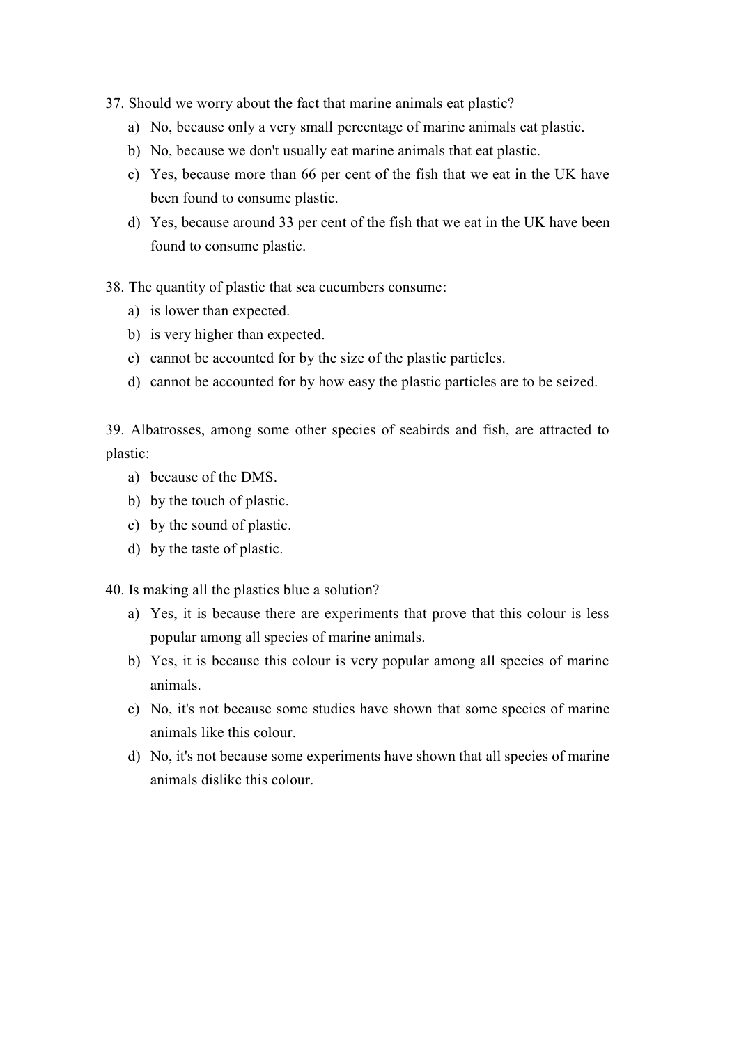37. Should we worry about the fact that marine animals eat plastic?

a) No, because only a very small percentage of marine animals eat plastic.
b) No, because we don't usually eat marine animals that eat plastic.
c) Yes, because more than 66 per cent of the fish that we eat in the UK have been found to consume plastic.
d) Yes, because around 33 per cent of the fish that we eat in the UK have been found to consume plastic.

38. The quantity of plastic that sea cucumbers consume:

a) is lower than expected.
b) is very higher than expected.
c) cannot be accounted for by the size of the plastic particles.
d) cannot be accounted for by how easy the plastic particles are to be seized.

39. Albatrosses, among some other species of seabirds and fish, are attracted to plastic:

a) because of the DMS.
b) by the touch of plastic.
c) by the sound of plastic.
d) by the taste of plastic.

40. Is making all the plastics blue a solution?

a) Yes, it is because there are experiments that prove that this colour is less popular among all species of marine animals.
b) Yes, it is because this colour is very popular among all species of marine animals.
c) No, it's not because some studies have shown that some species of marine animals like this colour.
d) No, it's not because some experiments have shown that all species of marine animals dislike this colour.